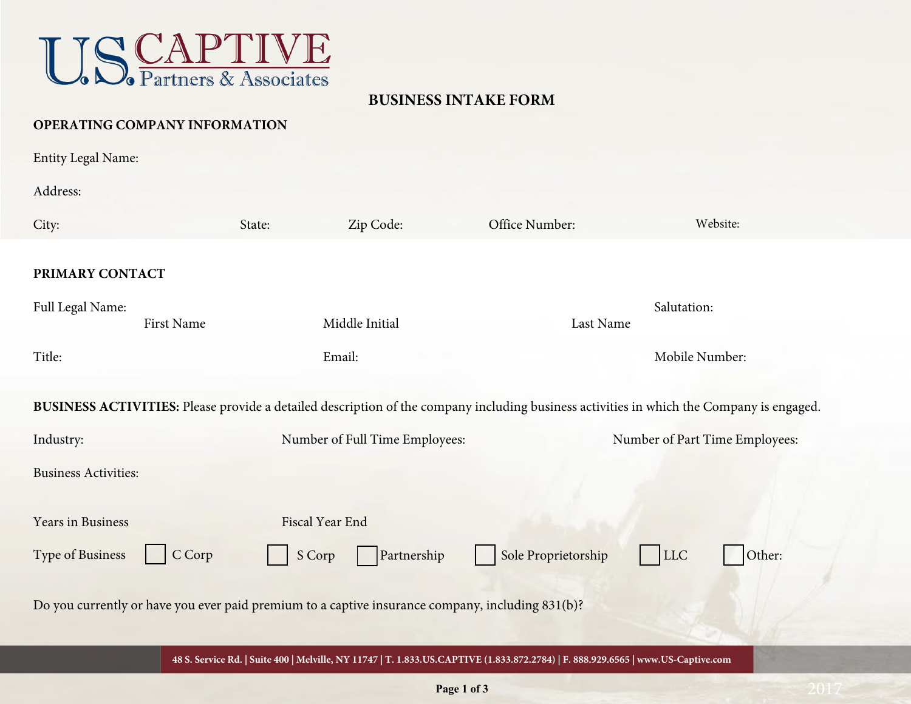U.S. CAPTIVE Partners & Associates

# BUSINESS INTAKE FORM

## OPERATING COMPANY INFORMATION

Entity Legal Name:

Address:

City: State: Zip Code: Office Number: Website:

## PRIMARY CONTACT

Full Legal Name: Salutation:

First Name Middle Initial Last Name

Title: Email: Mobile Number:

**BUSINESS ACTIVITIES:** Please provide a detailed description of the company including business activities in which the Company is engaged.

Industry: Number of Full Time Employees: Number of Part Time Employees:

Business Activities:

Years in Business Fiscal Year End

Type of Business ☐ C Corp ☐ S Corp ☐ Partnership ☐ Sole Proprietorship ☐ LLC ☐ Other:

Do you currently or have you ever paid premium to a captive insurance company, including 831(b)?

**48 S. Service Rd. | Suite 400 | Melville, NY 11747 | T. 1.833.US.CAPTIVE (1.833.872.2784) | F. 888.929.6565 | www.US-Captive.com**

2017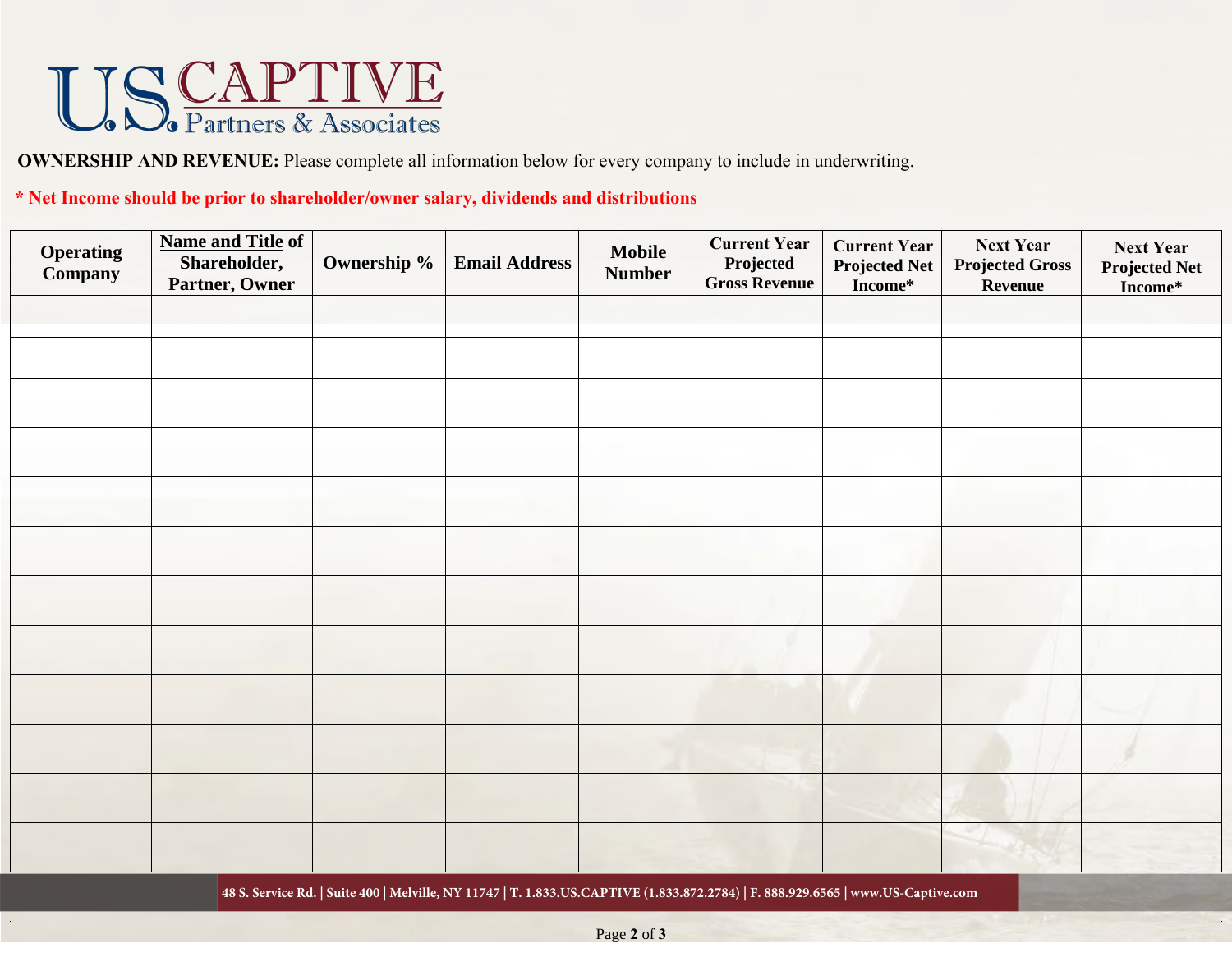**OWNERSHIP AND REVENUE:** Please complete all information below for every company to include in underwriting.

**\* Net Income should be prior to shareholder/owner salary, dividends and distributions**

| Operating Company | Name and Title of Shareholder, Partner, Owner | Ownership % | Email Address | Mobile Number | Current Year Projected Gross Revenue | Current Year Projected Net Income* | Next Year Projected Gross Revenue | Next Year Projected Net Income* |
|---|---|---|---|---|---|---|---|---|
| | | | | | | | | |
| | | | | | | | | |
| | | | | | | | | |
| | | | | | | | | |
| | | | | | | | | |
| | | | | | | | | |
| | | | | | | | | |
| | | | | | | | | |
| | | | | | | | | |
| | | | | | | | | |
| | | | | | | | | |
| | | | | | | | | |

48 S. Service Rd. | Suite 400 | Melville, NY 11747 | T. 1.833.US.CAPTIVE (1.833.872.2784) | F. 888.929.6565 | www.US-Captive.com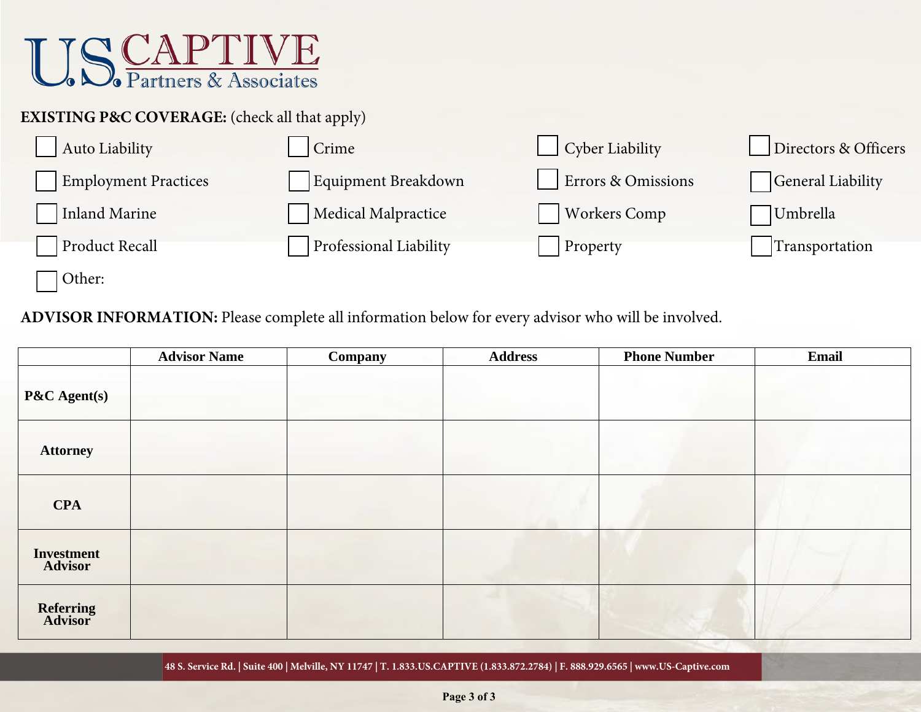**EXISTING P&C COVERAGE:** (check all that apply)

- ☐ Auto Liability
- ☐ Crime
- ☐ Cyber Liability
- ☐ Directors & Officers
- ☐ Employment Practices
- ☐ Equipment Breakdown
- ☐ Errors & Omissions
- ☐ General Liability
- ☐ Inland Marine
- ☐ Medical Malpractice
- ☐ Workers Comp
- ☐ Umbrella
- ☐ Product Recall
- ☐ Professional Liability
- ☐ Property
- ☐ Transportation
- ☐ Other:

**ADVISOR INFORMATION:** Please complete all information below for every advisor who will be involved.

| | Advisor Name | Company | Address | Phone Number | Email |
|---|---|---|---|---|---|
| **P&C Agent(s)** | | | | | |
| **Attorney** | | | | | |
| **CPA** | | | | | |
| **Investment Advisor** | | | | | |
| **Referring Advisor** | | | | | |

48 S. Service Rd. | Suite 400 | Melville, NY 11747 | T. 1.833.US.CAPTIVE (1.833.872.2784) | F. 888.929.6565 | www.US-Captive.com